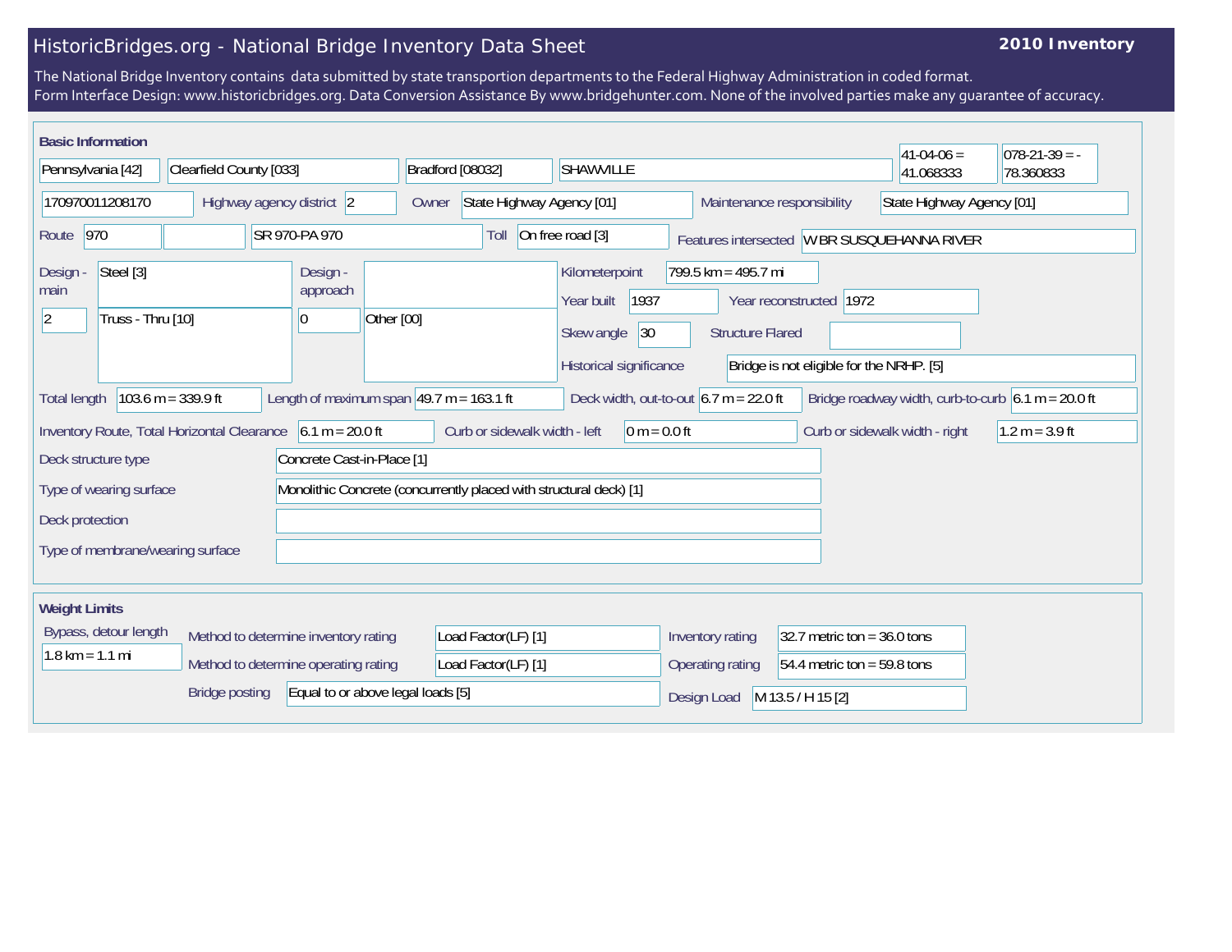# HistoricBridges.org - National Bridge Inventory Data Sheet

**2010 Inventory**

The National Bridge Inventory contains data submitted by state transportion departments to the Federal Highway Administration in coded format.
Form Interface Design: www.historicbridges.org. Data Conversion Assistance By www.bridgehunter.com. None of the involved parties make any guarantee of accuracy.

## Basic Information

| | |
|---|---|
| State | Pennsylvania [42] |
| County | Clearfield County [033] |
| Place | Bradford [08032] |
| Location | SHAWVILLE |
| Latitude | 41-04-06 = 41.068333 |
| Longitude | 078-21-39 = -78.360833 |
| Structure number | 170970011208170 |
| Highway agency district | 2 |
| Owner | State Highway Agency [01] |
| Maintenance responsibility | State Highway Agency [01] |
| Route | 970 |
| Route name | SR 970-PA 970 |
| Toll | On free road [3] |
| Features intersected | W BR SUSQUEHANNA RIVER |
| Design - main | 2 — Steel [3] — Truss - Thru [10] |
| Design - approach | 0 — Other [00] |
| Kilometerpoint | 799.5 km = 495.7 mi |
| Year built | 1937 |
| Year reconstructed | 1972 |
| Skew angle | 30 |
| Structure Flared | |
| Historical significance | Bridge is not eligible for the NRHP. [5] |
| Total length | 103.6 m = 339.9 ft |
| Length of maximum span | 49.7 m = 163.1 ft |
| Deck width, out-to-out | 6.7 m = 22.0 ft |
| Bridge roadway width, curb-to-curb | 6.1 m = 20.0 ft |
| Inventory Route, Total Horizontal Clearance | 6.1 m = 20.0 ft |
| Curb or sidewalk width - left | 0 m = 0.0 ft |
| Curb or sidewalk width - right | 1.2 m = 3.9 ft |
| Deck structure type | Concrete Cast-in-Place [1] |
| Type of wearing surface | Monolithic Concrete (concurrently placed with structural deck) [1] |
| Deck protection | |
| Type of membrane/wearing surface | |

## Weight Limits

| | |
|---|---|
| Bypass, detour length | 1.8 km = 1.1 mi |
| Method to determine inventory rating | Load Factor(LF) [1] |
| Method to determine operating rating | Load Factor(LF) [1] |
| Bridge posting | Equal to or above legal loads [5] |
| Inventory rating | 32.7 metric ton = 36.0 tons |
| Operating rating | 54.4 metric ton = 59.8 tons |
| Design Load | M 13.5 / H 15 [2] |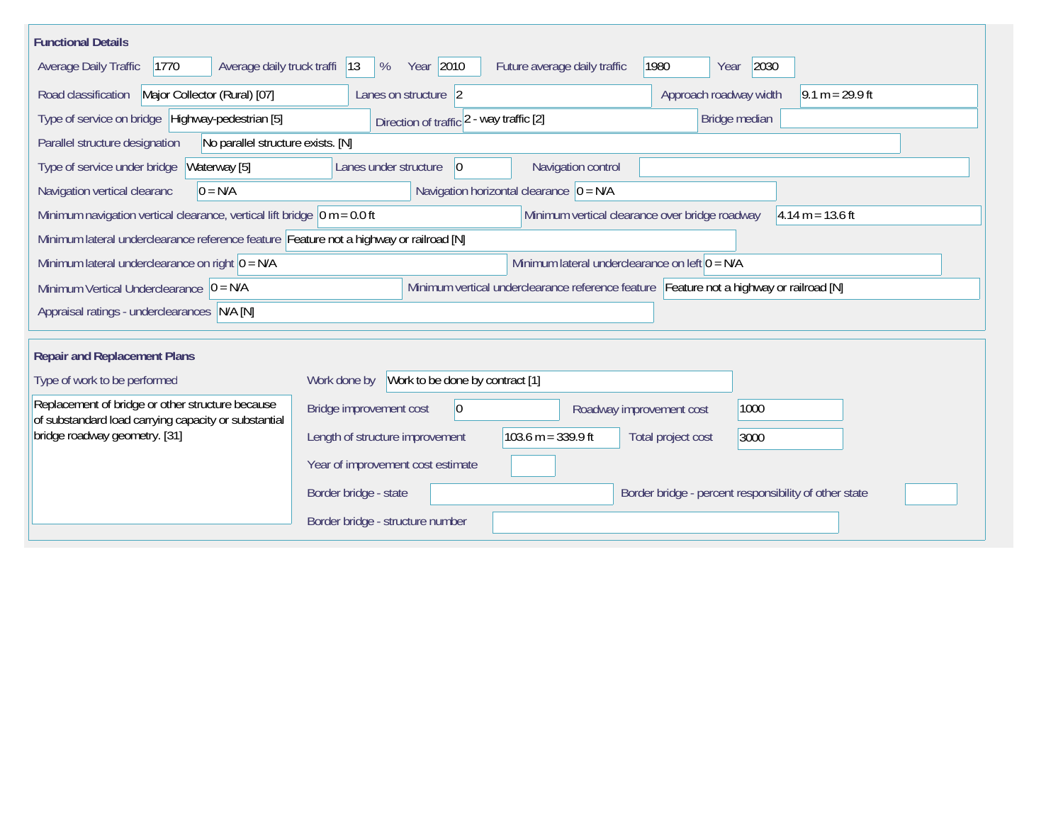## Functional Details

| Field | Value |
|---|---|
| Average Daily Traffic | 1770 |
| Average daily truck traffi | 13 % |
| Year | 2010 |
| Future average daily traffic | 1980 |
| Year | 2030 |
| Road classification | Major Collector (Rural) [07] |
| Lanes on structure | 2 |
| Approach roadway width | 9.1 m = 29.9 ft |
| Type of service on bridge | Highway-pedestrian [5] |
| Direction of traffic | 2 - way traffic [2] |
| Bridge median | |
| Parallel structure designation | No parallel structure exists. [N] |
| Type of service under bridge | Waterway [5] |
| Lanes under structure | 0 |
| Navigation control | |
| Navigation vertical clearanc | 0 = N/A |
| Navigation horizontal clearance | 0 = N/A |
| Minimum navigation vertical clearance, vertical lift bridge | 0 m = 0.0 ft |
| Minimum vertical clearance over bridge roadway | 4.14 m = 13.6 ft |
| Minimum lateral underclearance reference feature | Feature not a highway or railroad [N] |
| Minimum lateral underclearance on right | 0 = N/A |
| Minimum lateral underclearance on left | 0 = N/A |
| Minimum Vertical Underclearance | 0 = N/A |
| Minimum vertical underclearance reference feature | Feature not a highway or railroad [N] |
| Appraisal ratings - underclearances | N/A [N] |

## Repair and Replacement Plans

| Field | Value |
|---|---|
| Type of work to be performed | Replacement of bridge or other structure because of substandard load carrying capacity or substantial bridge roadway geometry. [31] |
| Work done by | Work to be done by contract [1] |
| Bridge improvement cost | 0 |
| Roadway improvement cost | 1000 |
| Length of structure improvement | 103.6 m = 339.9 ft |
| Total project cost | 3000 |
| Year of improvement cost estimate | |
| Border bridge - state | |
| Border bridge - percent responsibility of other state | |
| Border bridge - structure number | |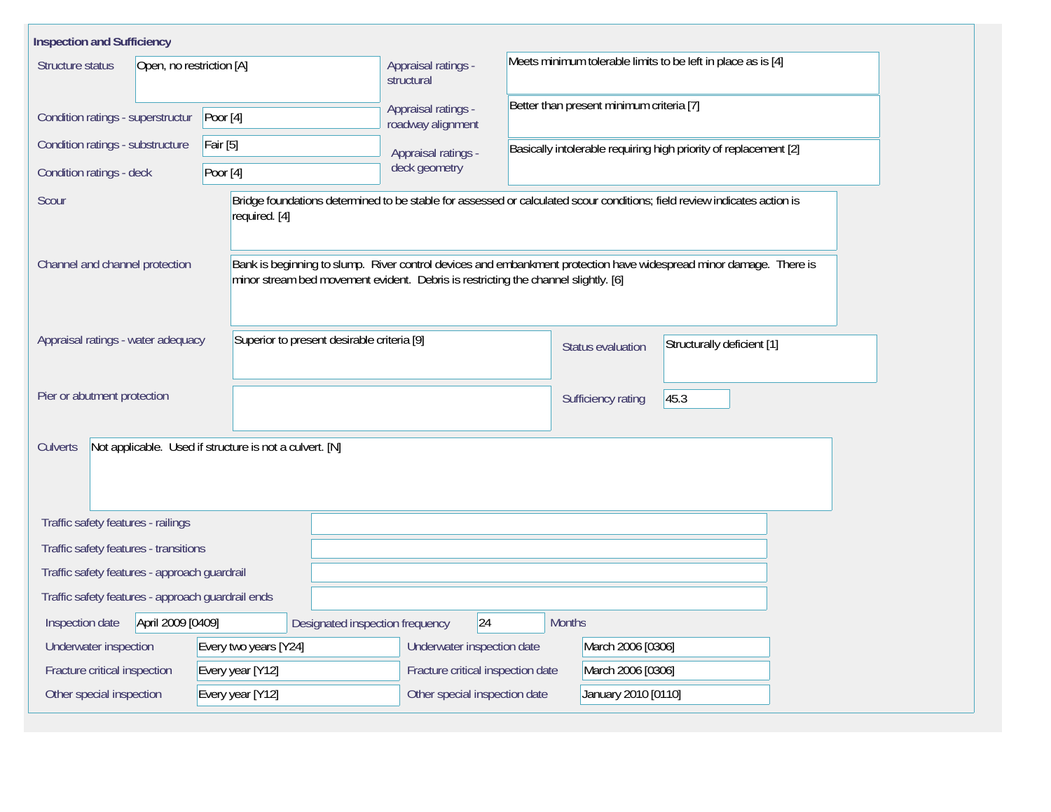## Inspection and Sufficiency

| Field | Value |
|---|---|
| Structure status | Open, no restriction [A] |
| Appraisal ratings - structural | Meets minimum tolerable limits to be left in place as is [4] |
| Condition ratings - superstructur | Poor [4] |
| Appraisal ratings - roadway alignment | Better than present minimum criteria [7] |
| Condition ratings - substructure | Fair [5] |
| Appraisal ratings - deck geometry | Basically intolerable requiring high priority of replacement [2] |
| Condition ratings - deck | Poor [4] |
| Scour | Bridge foundations determined to be stable for assessed or calculated scour conditions; field review indicates action is required. [4] |
| Channel and channel protection | Bank is beginning to slump. River control devices and embankment protection have widespread minor damage. There is minor stream bed movement evident. Debris is restricting the channel slightly. [6] |
| Appraisal ratings - water adequacy | Superior to present desirable criteria [9] |
| Status evaluation | Structurally deficient [1] |
| Pier or abutment protection | |
| Sufficiency rating | 45.3 |
| Culverts | Not applicable. Used if structure is not a culvert. [N] |
| Traffic safety features - railings | |
| Traffic safety features - transitions | |
| Traffic safety features - approach guardrail | |
| Traffic safety features - approach guardrail ends | |
| Inspection date | April 2009 [0409] |
| Designated inspection frequency | 24 Months |
| Underwater inspection | Every two years [Y24] |
| Underwater inspection date | March 2006 [0306] |
| Fracture critical inspection | Every year [Y12] |
| Fracture critical inspection date | March 2006 [0306] |
| Other special inspection | Every year [Y12] |
| Other special inspection date | January 2010 [0110] |